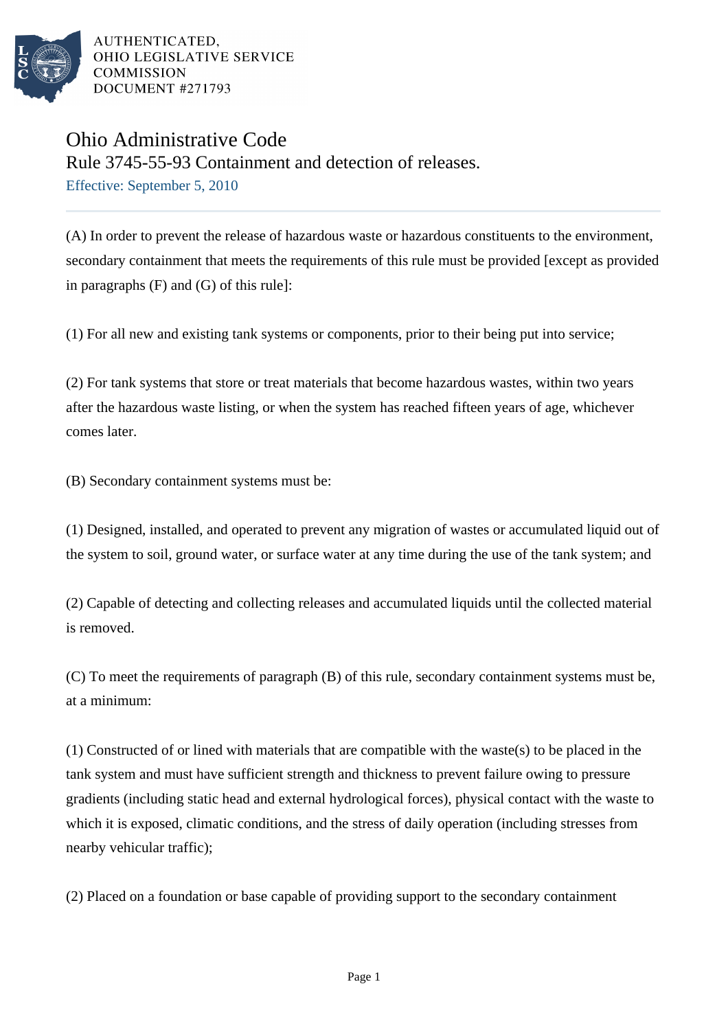AUTHENTICATED,
OHIO LEGISLATIVE SERVICE
COMMISSION
DOCUMENT #271793

# Ohio Administrative Code

## Rule 3745-55-93 Containment and detection of releases.

Effective: September 5, 2010

(A) In order to prevent the release of hazardous waste or hazardous constituents to the environment, secondary containment that meets the requirements of this rule must be provided [except as provided in paragraphs (F) and (G) of this rule]:

(1) For all new and existing tank systems or components, prior to their being put into service;

(2) For tank systems that store or treat materials that become hazardous wastes, within two years after the hazardous waste listing, or when the system has reached fifteen years of age, whichever comes later.

(B) Secondary containment systems must be:

(1) Designed, installed, and operated to prevent any migration of wastes or accumulated liquid out of the system to soil, ground water, or surface water at any time during the use of the tank system; and

(2) Capable of detecting and collecting releases and accumulated liquids until the collected material is removed.

(C) To meet the requirements of paragraph (B) of this rule, secondary containment systems must be, at a minimum:

(1) Constructed of or lined with materials that are compatible with the waste(s) to be placed in the tank system and must have sufficient strength and thickness to prevent failure owing to pressure gradients (including static head and external hydrological forces), physical contact with the waste to which it is exposed, climatic conditions, and the stress of daily operation (including stresses from nearby vehicular traffic);

(2) Placed on a foundation or base capable of providing support to the secondary containment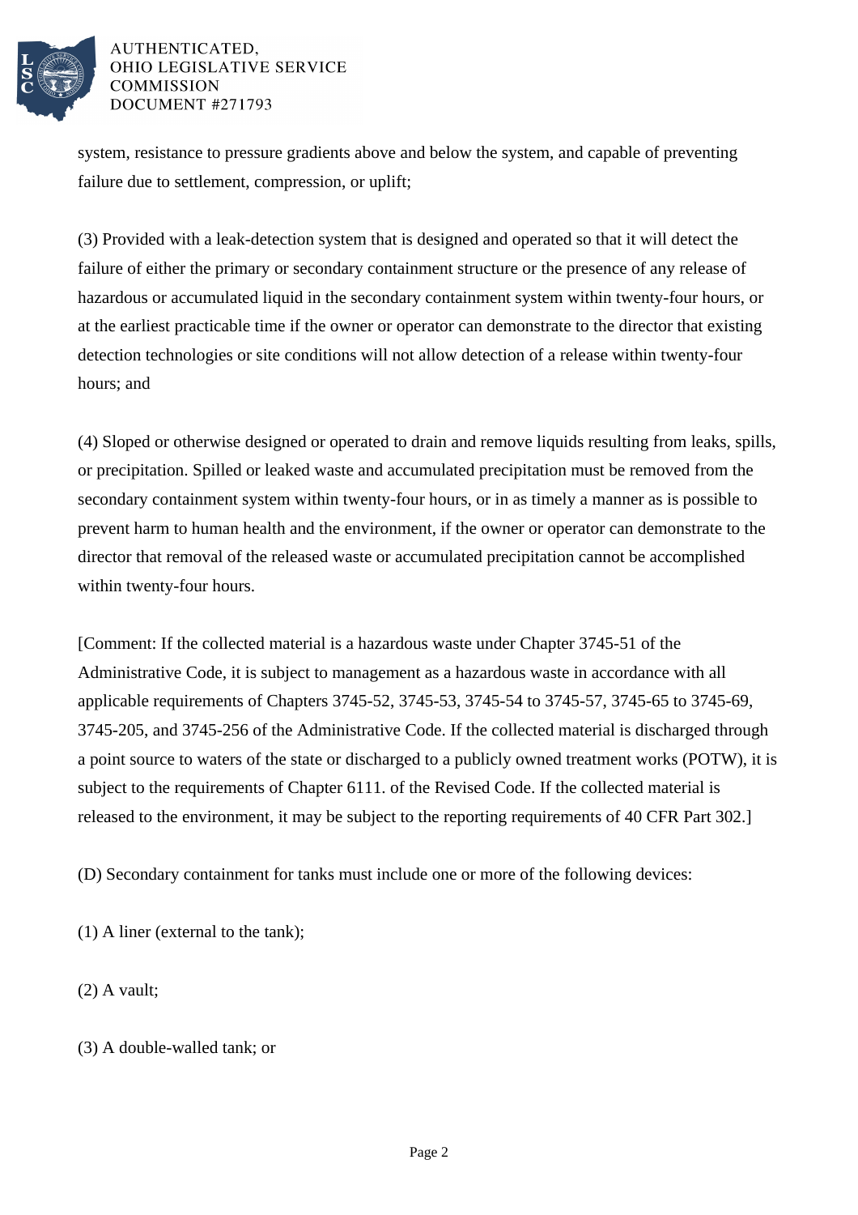system, resistance to pressure gradients above and below the system, and capable of preventing failure due to settlement, compression, or uplift;

(3) Provided with a leak-detection system that is designed and operated so that it will detect the failure of either the primary or secondary containment structure or the presence of any release of hazardous or accumulated liquid in the secondary containment system within twenty-four hours, or at the earliest practicable time if the owner or operator can demonstrate to the director that existing detection technologies or site conditions will not allow detection of a release within twenty-four hours; and

(4) Sloped or otherwise designed or operated to drain and remove liquids resulting from leaks, spills, or precipitation. Spilled or leaked waste and accumulated precipitation must be removed from the secondary containment system within twenty-four hours, or in as timely a manner as is possible to prevent harm to human health and the environment, if the owner or operator can demonstrate to the director that removal of the released waste or accumulated precipitation cannot be accomplished within twenty-four hours.

[Comment: If the collected material is a hazardous waste under Chapter 3745-51 of the Administrative Code, it is subject to management as a hazardous waste in accordance with all applicable requirements of Chapters 3745-52, 3745-53, 3745-54 to 3745-57, 3745-65 to 3745-69, 3745-205, and 3745-256 of the Administrative Code. If the collected material is discharged through a point source to waters of the state or discharged to a publicly owned treatment works (POTW), it is subject to the requirements of Chapter 6111. of the Revised Code. If the collected material is released to the environment, it may be subject to the reporting requirements of 40 CFR Part 302.]

(D) Secondary containment for tanks must include one or more of the following devices:

(1) A liner (external to the tank);

(2) A vault;

(3) A double-walled tank; or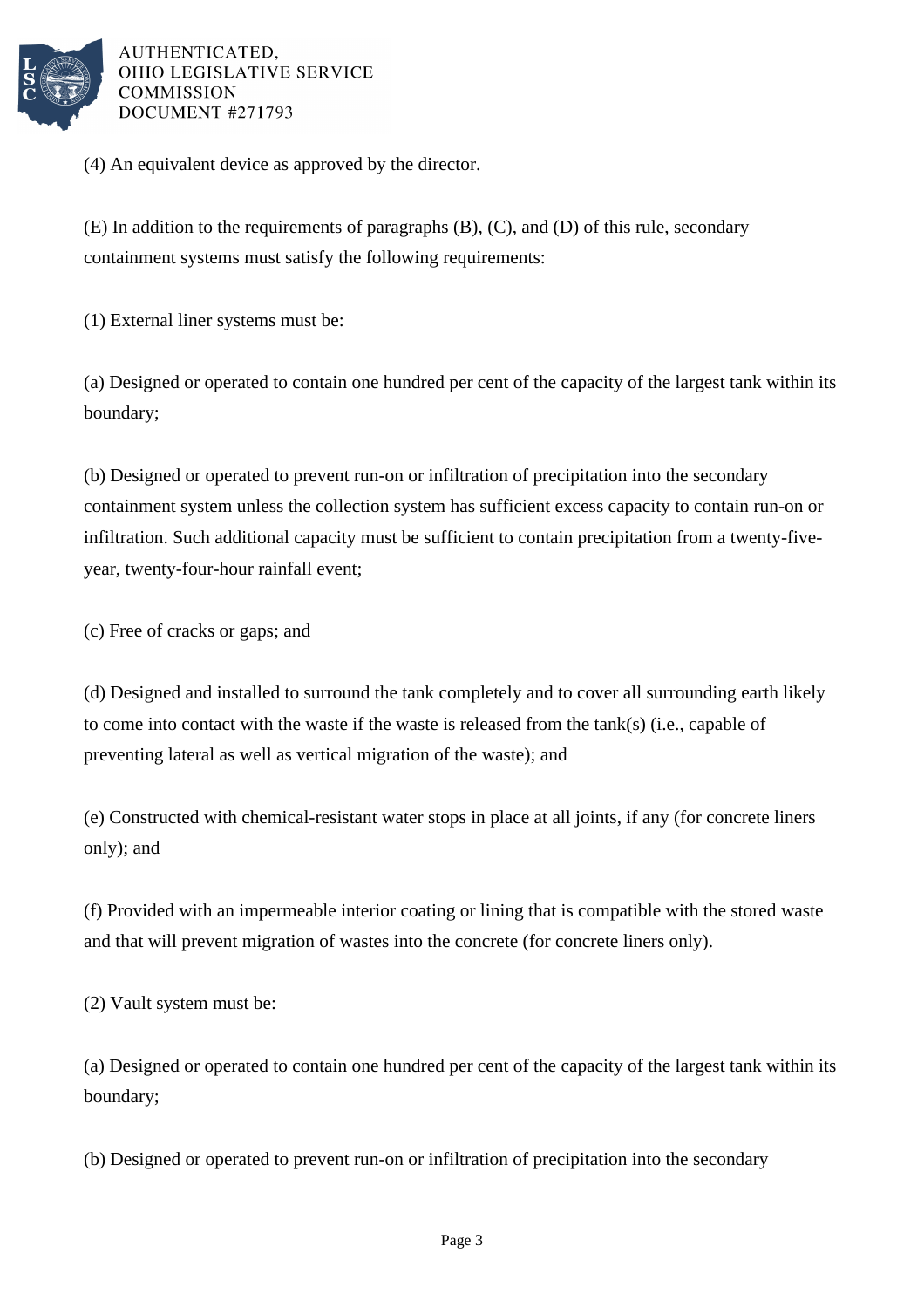(4) An equivalent device as approved by the director.

(E) In addition to the requirements of paragraphs (B), (C), and (D) of this rule, secondary containment systems must satisfy the following requirements:

(1) External liner systems must be:

(a) Designed or operated to contain one hundred per cent of the capacity of the largest tank within its boundary;

(b) Designed or operated to prevent run-on or infiltration of precipitation into the secondary containment system unless the collection system has sufficient excess capacity to contain run-on or infiltration. Such additional capacity must be sufficient to contain precipitation from a twenty-five-year, twenty-four-hour rainfall event;

(c) Free of cracks or gaps; and

(d) Designed and installed to surround the tank completely and to cover all surrounding earth likely to come into contact with the waste if the waste is released from the tank(s) (i.e., capable of preventing lateral as well as vertical migration of the waste); and

(e) Constructed with chemical-resistant water stops in place at all joints, if any (for concrete liners only); and

(f) Provided with an impermeable interior coating or lining that is compatible with the stored waste and that will prevent migration of wastes into the concrete (for concrete liners only).

(2) Vault system must be:

(a) Designed or operated to contain one hundred per cent of the capacity of the largest tank within its boundary;

(b) Designed or operated to prevent run-on or infiltration of precipitation into the secondary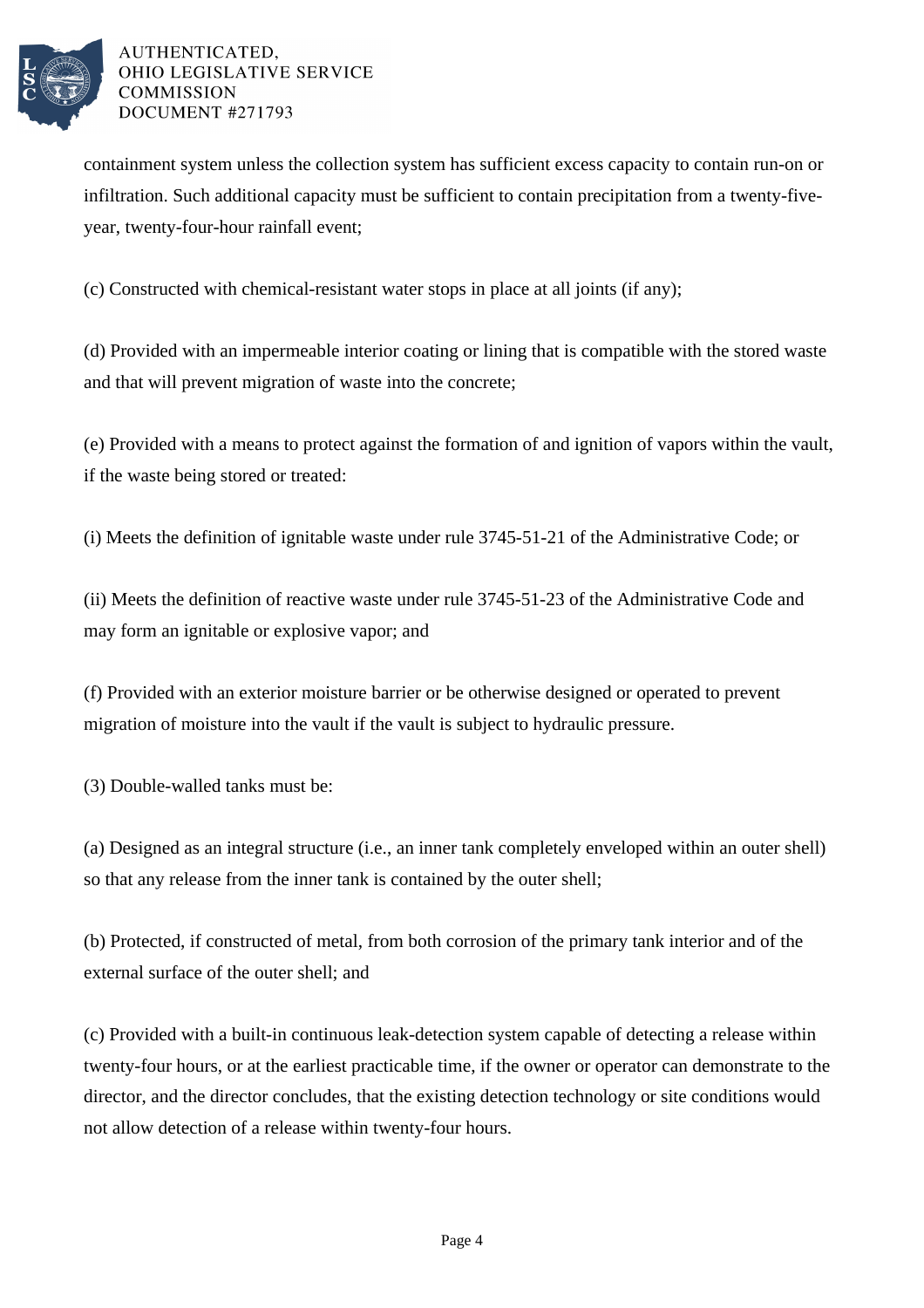containment system unless the collection system has sufficient excess capacity to contain run-on or infiltration. Such additional capacity must be sufficient to contain precipitation from a twenty-five-year, twenty-four-hour rainfall event;

(c) Constructed with chemical-resistant water stops in place at all joints (if any);

(d) Provided with an impermeable interior coating or lining that is compatible with the stored waste and that will prevent migration of waste into the concrete;

(e) Provided with a means to protect against the formation of and ignition of vapors within the vault, if the waste being stored or treated:

(i) Meets the definition of ignitable waste under rule 3745-51-21 of the Administrative Code; or

(ii) Meets the definition of reactive waste under rule 3745-51-23 of the Administrative Code and may form an ignitable or explosive vapor; and

(f) Provided with an exterior moisture barrier or be otherwise designed or operated to prevent migration of moisture into the vault if the vault is subject to hydraulic pressure.

(3) Double-walled tanks must be:

(a) Designed as an integral structure (i.e., an inner tank completely enveloped within an outer shell) so that any release from the inner tank is contained by the outer shell;

(b) Protected, if constructed of metal, from both corrosion of the primary tank interior and of the external surface of the outer shell; and

(c) Provided with a built-in continuous leak-detection system capable of detecting a release within twenty-four hours, or at the earliest practicable time, if the owner or operator can demonstrate to the director, and the director concludes, that the existing detection technology or site conditions would not allow detection of a release within twenty-four hours.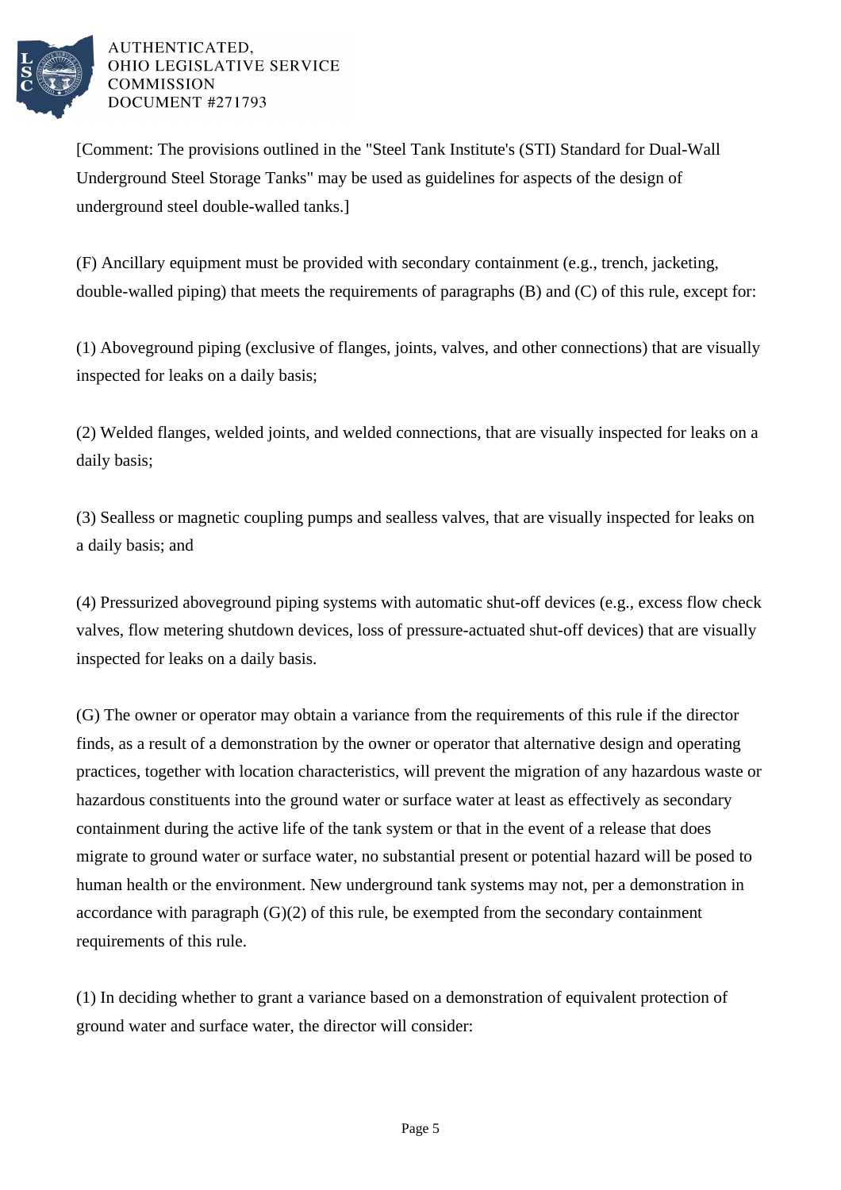[Comment: The provisions outlined in the "Steel Tank Institute's (STI) Standard for Dual-Wall Underground Steel Storage Tanks" may be used as guidelines for aspects of the design of underground steel double-walled tanks.]

(F) Ancillary equipment must be provided with secondary containment (e.g., trench, jacketing, double-walled piping) that meets the requirements of paragraphs (B) and (C) of this rule, except for:

(1) Aboveground piping (exclusive of flanges, joints, valves, and other connections) that are visually inspected for leaks on a daily basis;

(2) Welded flanges, welded joints, and welded connections, that are visually inspected for leaks on a daily basis;

(3) Sealless or magnetic coupling pumps and sealless valves, that are visually inspected for leaks on a daily basis; and

(4) Pressurized aboveground piping systems with automatic shut-off devices (e.g., excess flow check valves, flow metering shutdown devices, loss of pressure-actuated shut-off devices) that are visually inspected for leaks on a daily basis.

(G) The owner or operator may obtain a variance from the requirements of this rule if the director finds, as a result of a demonstration by the owner or operator that alternative design and operating practices, together with location characteristics, will prevent the migration of any hazardous waste or hazardous constituents into the ground water or surface water at least as effectively as secondary containment during the active life of the tank system or that in the event of a release that does migrate to ground water or surface water, no substantial present or potential hazard will be posed to human health or the environment. New underground tank systems may not, per a demonstration in accordance with paragraph (G)(2) of this rule, be exempted from the secondary containment requirements of this rule.

(1) In deciding whether to grant a variance based on a demonstration of equivalent protection of ground water and surface water, the director will consider: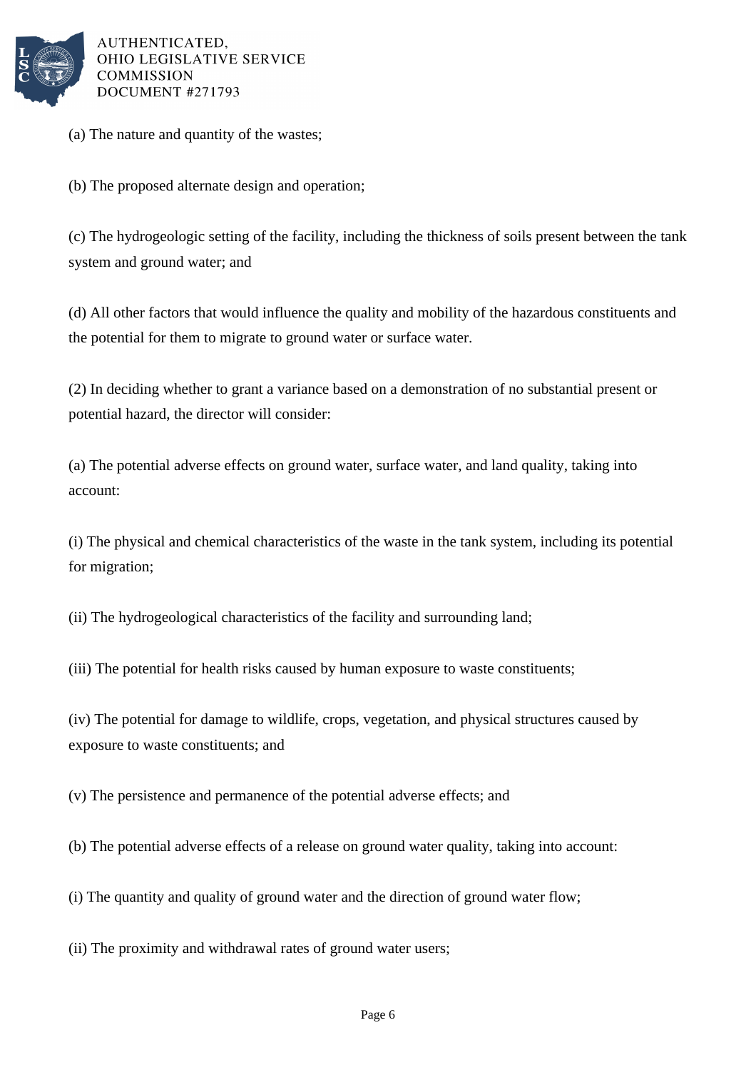(a) The nature and quantity of the wastes;

(b) The proposed alternate design and operation;

(c) The hydrogeologic setting of the facility, including the thickness of soils present between the tank system and ground water; and

(d) All other factors that would influence the quality and mobility of the hazardous constituents and the potential for them to migrate to ground water or surface water.

(2) In deciding whether to grant a variance based on a demonstration of no substantial present or potential hazard, the director will consider:

(a) The potential adverse effects on ground water, surface water, and land quality, taking into account:

(i) The physical and chemical characteristics of the waste in the tank system, including its potential for migration;

(ii) The hydrogeological characteristics of the facility and surrounding land;

(iii) The potential for health risks caused by human exposure to waste constituents;

(iv) The potential for damage to wildlife, crops, vegetation, and physical structures caused by exposure to waste constituents; and

(v) The persistence and permanence of the potential adverse effects; and

(b) The potential adverse effects of a release on ground water quality, taking into account:

(i) The quantity and quality of ground water and the direction of ground water flow;

(ii) The proximity and withdrawal rates of ground water users;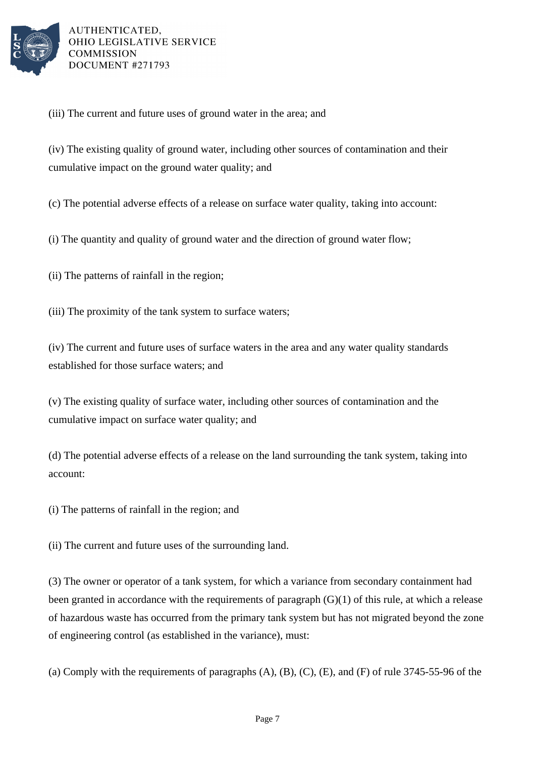(iii) The current and future uses of ground water in the area; and

(iv) The existing quality of ground water, including other sources of contamination and their cumulative impact on the ground water quality; and

(c) The potential adverse effects of a release on surface water quality, taking into account:

(i) The quantity and quality of ground water and the direction of ground water flow;

(ii) The patterns of rainfall in the region;

(iii) The proximity of the tank system to surface waters;

(iv) The current and future uses of surface waters in the area and any water quality standards established for those surface waters; and

(v) The existing quality of surface water, including other sources of contamination and the cumulative impact on surface water quality; and

(d) The potential adverse effects of a release on the land surrounding the tank system, taking into account:

(i) The patterns of rainfall in the region; and

(ii) The current and future uses of the surrounding land.

(3) The owner or operator of a tank system, for which a variance from secondary containment had been granted in accordance with the requirements of paragraph (G)(1) of this rule, at which a release of hazardous waste has occurred from the primary tank system but has not migrated beyond the zone of engineering control (as established in the variance), must:

(a) Comply with the requirements of paragraphs (A), (B), (C), (E), and (F) of rule 3745-55-96 of the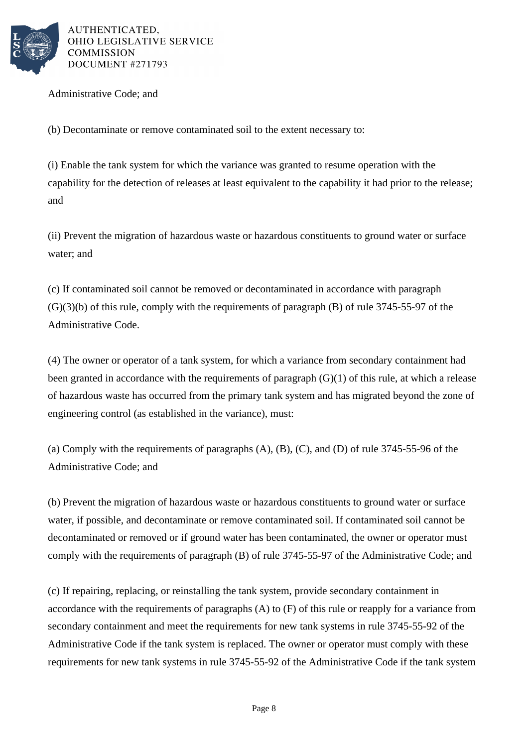Administrative Code; and

(b) Decontaminate or remove contaminated soil to the extent necessary to:

(i) Enable the tank system for which the variance was granted to resume operation with the capability for the detection of releases at least equivalent to the capability it had prior to the release; and

(ii) Prevent the migration of hazardous waste or hazardous constituents to ground water or surface water; and

(c) If contaminated soil cannot be removed or decontaminated in accordance with paragraph (G)(3)(b) of this rule, comply with the requirements of paragraph (B) of rule 3745-55-97 of the Administrative Code.

(4) The owner or operator of a tank system, for which a variance from secondary containment had been granted in accordance with the requirements of paragraph (G)(1) of this rule, at which a release of hazardous waste has occurred from the primary tank system and has migrated beyond the zone of engineering control (as established in the variance), must:

(a) Comply with the requirements of paragraphs (A), (B), (C), and (D) of rule 3745-55-96 of the Administrative Code; and

(b) Prevent the migration of hazardous waste or hazardous constituents to ground water or surface water, if possible, and decontaminate or remove contaminated soil. If contaminated soil cannot be decontaminated or removed or if ground water has been contaminated, the owner or operator must comply with the requirements of paragraph (B) of rule 3745-55-97 of the Administrative Code; and

(c) If repairing, replacing, or reinstalling the tank system, provide secondary containment in accordance with the requirements of paragraphs (A) to (F) of this rule or reapply for a variance from secondary containment and meet the requirements for new tank systems in rule 3745-55-92 of the Administrative Code if the tank system is replaced. The owner or operator must comply with these requirements for new tank systems in rule 3745-55-92 of the Administrative Code if the tank system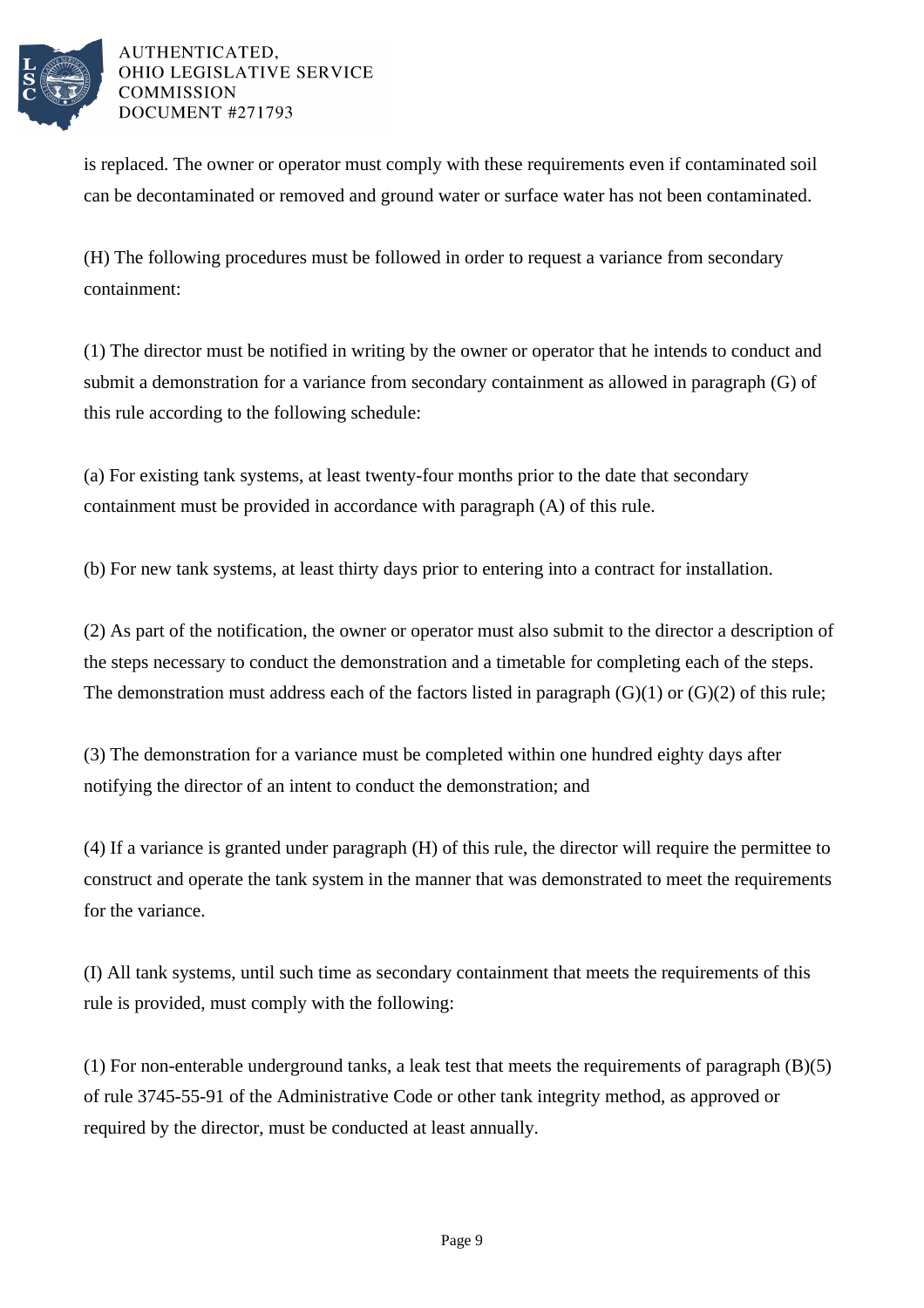is replaced. The owner or operator must comply with these requirements even if contaminated soil can be decontaminated or removed and ground water or surface water has not been contaminated.

(H) The following procedures must be followed in order to request a variance from secondary containment:

(1) The director must be notified in writing by the owner or operator that he intends to conduct and submit a demonstration for a variance from secondary containment as allowed in paragraph (G) of this rule according to the following schedule:

(a) For existing tank systems, at least twenty-four months prior to the date that secondary containment must be provided in accordance with paragraph (A) of this rule.

(b) For new tank systems, at least thirty days prior to entering into a contract for installation.

(2) As part of the notification, the owner or operator must also submit to the director a description of the steps necessary to conduct the demonstration and a timetable for completing each of the steps. The demonstration must address each of the factors listed in paragraph (G)(1) or (G)(2) of this rule;

(3) The demonstration for a variance must be completed within one hundred eighty days after notifying the director of an intent to conduct the demonstration; and

(4) If a variance is granted under paragraph (H) of this rule, the director will require the permittee to construct and operate the tank system in the manner that was demonstrated to meet the requirements for the variance.

(I) All tank systems, until such time as secondary containment that meets the requirements of this rule is provided, must comply with the following:

(1) For non-enterable underground tanks, a leak test that meets the requirements of paragraph (B)(5) of rule 3745-55-91 of the Administrative Code or other tank integrity method, as approved or required by the director, must be conducted at least annually.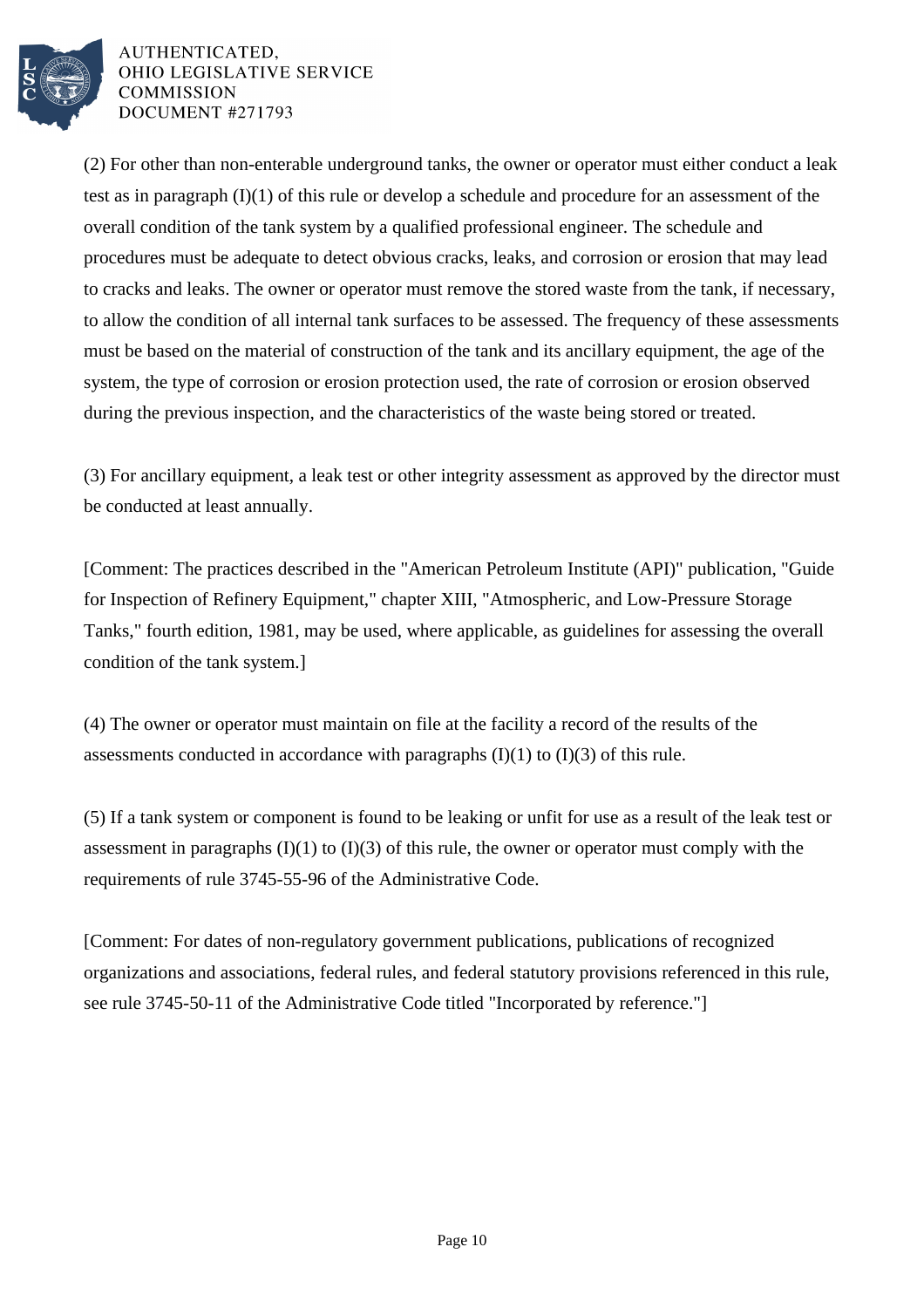(2) For other than non-enterable underground tanks, the owner or operator must either conduct a leak test as in paragraph (I)(1) of this rule or develop a schedule and procedure for an assessment of the overall condition of the tank system by a qualified professional engineer. The schedule and procedures must be adequate to detect obvious cracks, leaks, and corrosion or erosion that may lead to cracks and leaks. The owner or operator must remove the stored waste from the tank, if necessary, to allow the condition of all internal tank surfaces to be assessed. The frequency of these assessments must be based on the material of construction of the tank and its ancillary equipment, the age of the system, the type of corrosion or erosion protection used, the rate of corrosion or erosion observed during the previous inspection, and the characteristics of the waste being stored or treated.

(3) For ancillary equipment, a leak test or other integrity assessment as approved by the director must be conducted at least annually.

[Comment: The practices described in the "American Petroleum Institute (API)" publication, "Guide for Inspection of Refinery Equipment," chapter XIII, "Atmospheric, and Low-Pressure Storage Tanks," fourth edition, 1981, may be used, where applicable, as guidelines for assessing the overall condition of the tank system.]

(4) The owner or operator must maintain on file at the facility a record of the results of the assessments conducted in accordance with paragraphs (I)(1) to (I)(3) of this rule.

(5) If a tank system or component is found to be leaking or unfit for use as a result of the leak test or assessment in paragraphs (I)(1) to (I)(3) of this rule, the owner or operator must comply with the requirements of rule 3745-55-96 of the Administrative Code.

[Comment: For dates of non-regulatory government publications, publications of recognized organizations and associations, federal rules, and federal statutory provisions referenced in this rule, see rule 3745-50-11 of the Administrative Code titled "Incorporated by reference."]